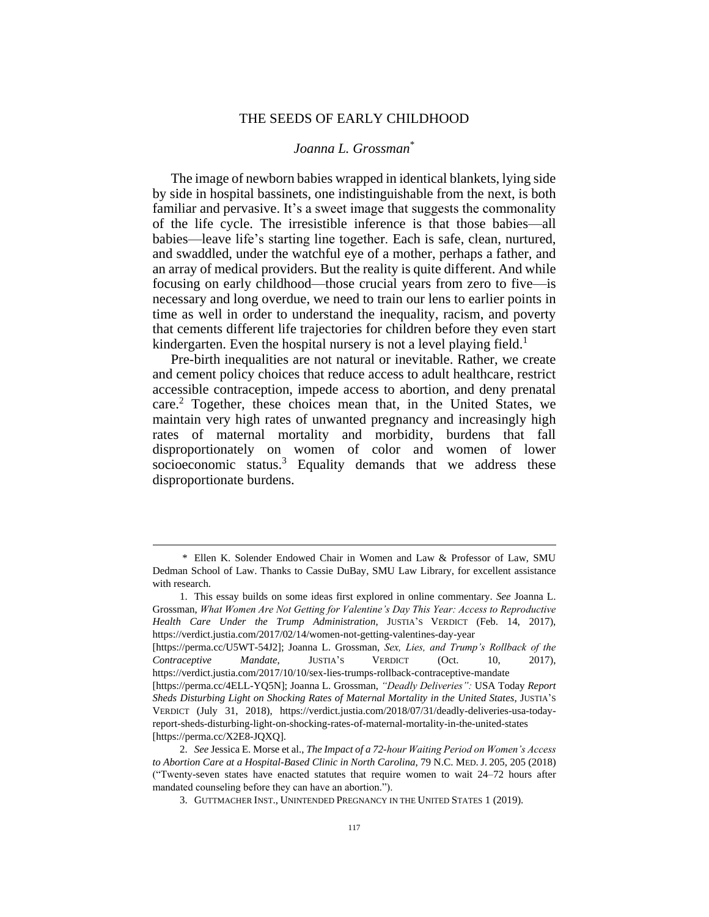# THE SEEDS OF EARLY CHILDHOOD

*Joanna L. Grossman*[*]

The image of newborn babies wrapped in identical blankets, lying side by side in hospital bassinets, one indistinguishable from the next, is both familiar and pervasive. It's a sweet image that suggests the commonality of the life cycle. The irresistible inference is that those babies—all babies—leave life's starting line together. Each is safe, clean, nurtured, and swaddled, under the watchful eye of a mother, perhaps a father, and an array of medical providers. But the reality is quite different. And while focusing on early childhood—those crucial years from zero to five—is necessary and long overdue, we need to train our lens to earlier points in time as well in order to understand the inequality, racism, and poverty that cements different life trajectories for children before they even start kindergarten. Even the hospital nursery is not a level playing field.[1]

Pre-birth inequalities are not natural or inevitable. Rather, we create and cement policy choices that reduce access to adult healthcare, restrict accessible contraception, impede access to abortion, and deny prenatal care.[2] Together, these choices mean that, in the United States, we maintain very high rates of unwanted pregnancy and increasingly high rates of maternal mortality and morbidity, burdens that fall disproportionately on women of color and women of lower socioeconomic status.[3] Equality demands that we address these disproportionate burdens.

---

\* Ellen K. Solender Endowed Chair in Women and Law & Professor of Law, SMU Dedman School of Law. Thanks to Cassie DuBay, SMU Law Library, for excellent assistance with research.

1. This essay builds on some ideas first explored in online commentary. *See* Joanna L. Grossman, *What Women Are Not Getting for Valentine's Day This Year: Access to Reproductive Health Care Under the Trump Administration*, JUSTIA'S VERDICT (Feb. 14, 2017), https://verdict.justia.com/2017/02/14/women-not-getting-valentines-day-year [https://perma.cc/U5WT-54J2]; Joanna L. Grossman, *Sex, Lies, and Trump's Rollback of the Contraceptive Mandate*, JUSTIA'S VERDICT (Oct. 10, 2017), https://verdict.justia.com/2017/10/10/sex-lies-trumps-rollback-contraceptive-mandate [https://perma.cc/4ELL-YQ5N]; Joanna L. Grossman, *"Deadly Deliveries": USA Today Report Sheds Disturbing Light on Shocking Rates of Maternal Mortality in the United States*, JUSTIA'S VERDICT (July 31, 2018), https://verdict.justia.com/2018/07/31/deadly-deliveries-usa-today-report-sheds-disturbing-light-on-shocking-rates-of-maternal-mortality-in-the-united-states [https://perma.cc/X2E8-JQXQ].

2. *See* Jessica E. Morse et al., *The Impact of a 72-hour Waiting Period on Women's Access to Abortion Care at a Hospital-Based Clinic in North Carolina*, 79 N.C. MED. J. 205, 205 (2018) ("Twenty-seven states have enacted statutes that require women to wait 24–72 hours after mandated counseling before they can have an abortion.").

3. GUTTMACHER INST., UNINTENDED PREGNANCY IN THE UNITED STATES 1 (2019).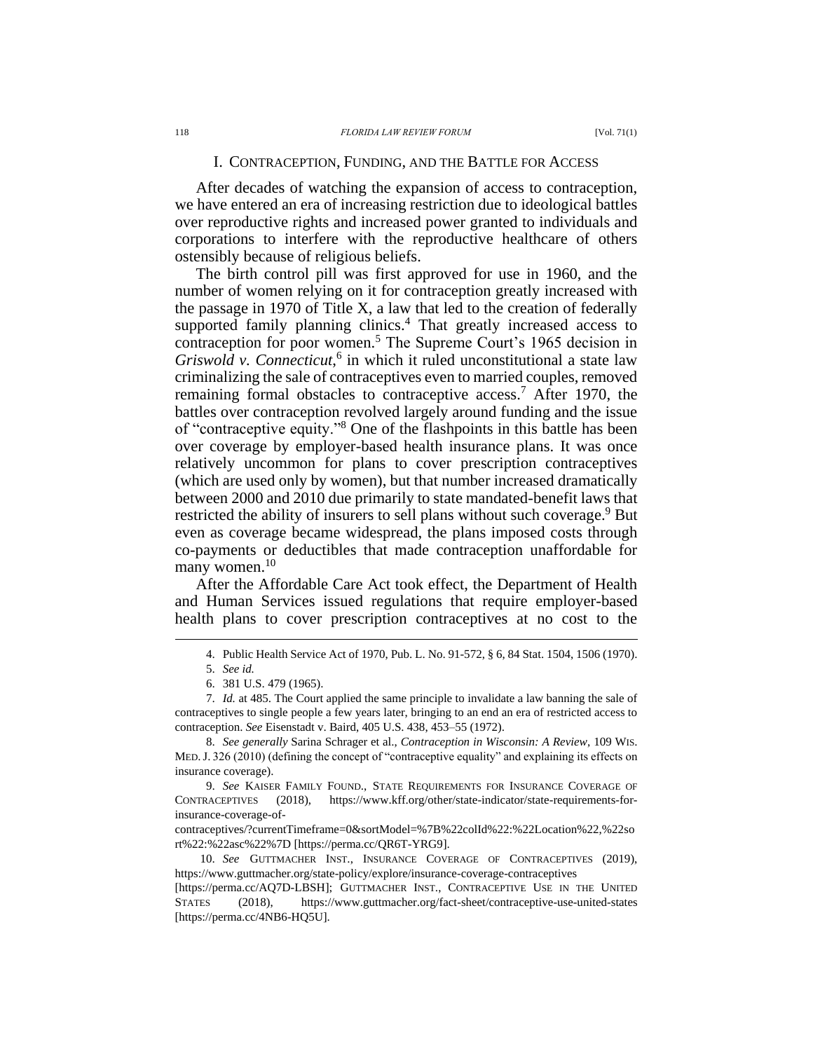## I. Contraception, Funding, and the Battle for Access

After decades of watching the expansion of access to contraception, we have entered an era of increasing restriction due to ideological battles over reproductive rights and increased power granted to individuals and corporations to interfere with the reproductive healthcare of others ostensibly because of religious beliefs.

The birth control pill was first approved for use in 1960, and the number of women relying on it for contraception greatly increased with the passage in 1970 of Title X, a law that led to the creation of federally supported family planning clinics.[4] That greatly increased access to contraception for poor women.[5] The Supreme Court's 1965 decision in *Griswold v. Connecticut*,[6] in which it ruled unconstitutional a state law criminalizing the sale of contraceptives even to married couples, removed remaining formal obstacles to contraceptive access.[7] After 1970, the battles over contraception revolved largely around funding and the issue of "contraceptive equity."[8] One of the flashpoints in this battle has been over coverage by employer-based health insurance plans. It was once relatively uncommon for plans to cover prescription contraceptives (which are used only by women), but that number increased dramatically between 2000 and 2010 due primarily to state mandated-benefit laws that restricted the ability of insurers to sell plans without such coverage.[9] But even as coverage became widespread, the plans imposed costs through co-payments or deductibles that made contraception unaffordable for many women.[10]

After the Affordable Care Act took effect, the Department of Health and Human Services issued regulations that require employer-based health plans to cover prescription contraceptives at no cost to the

---

4. Public Health Service Act of 1970, Pub. L. No. 91-572, § 6, 84 Stat. 1504, 1506 (1970).

5. *See id.*

6. 381 U.S. 479 (1965).

7. *Id.* at 485. The Court applied the same principle to invalidate a law banning the sale of contraceptives to single people a few years later, bringing to an end an era of restricted access to contraception. *See* Eisenstadt v. Baird, 405 U.S. 438, 453–55 (1972).

8. *See generally* Sarina Schrager et al., *Contraception in Wisconsin: A Review*, 109 Wis. Med. J. 326 (2010) (defining the concept of "contraceptive equality" and explaining its effects on insurance coverage).

9. *See* Kaiser Family Found., State Requirements for Insurance Coverage of Contraceptives (2018), https://www.kff.org/other/state-indicator/state-requirements-for-insurance-coverage-of-contraceptives/?currentTimeframe=0&sortModel=%7B%22colId%22:%22Location%22,%22sort%22:%22asc%22%7D [https://perma.cc/QR6T-YRG9].

10. *See* Guttmacher Inst., Insurance Coverage of Contraceptives (2019), https://www.guttmacher.org/state-policy/explore/insurance-coverage-contraceptives [https://perma.cc/AQ7D-LBSH]; Guttmacher Inst., Contraceptive Use in the United States (2018), https://www.guttmacher.org/fact-sheet/contraceptive-use-united-states [https://perma.cc/4NB6-HQ5U].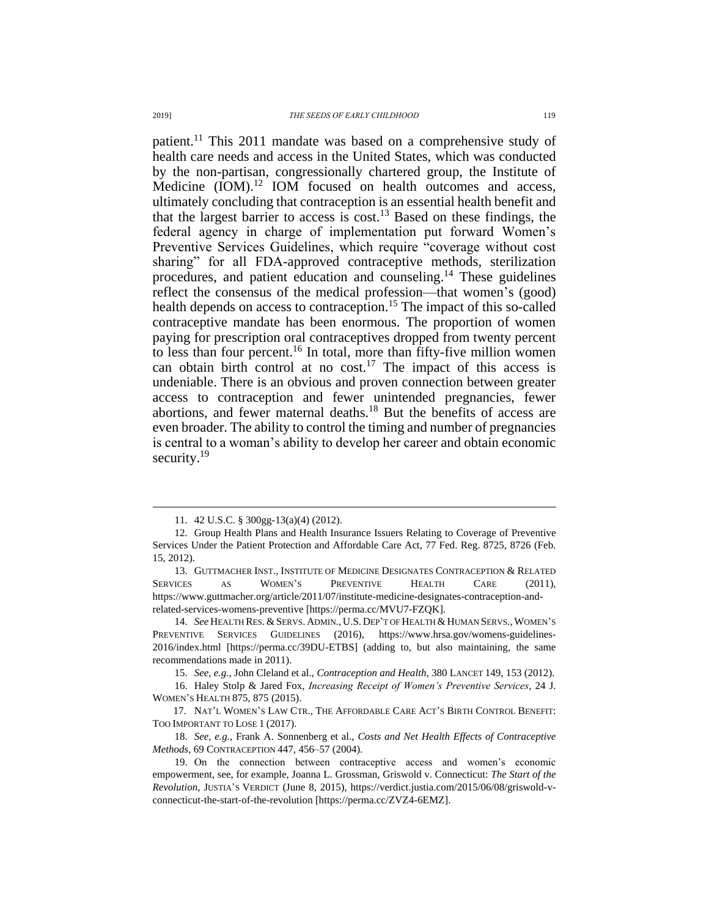patient.[11] This 2011 mandate was based on a comprehensive study of health care needs and access in the United States, which was conducted by the non-partisan, congressionally chartered group, the Institute of Medicine (IOM).[12] IOM focused on health outcomes and access, ultimately concluding that contraception is an essential health benefit and that the largest barrier to access is cost.[13] Based on these findings, the federal agency in charge of implementation put forward Women's Preventive Services Guidelines, which require "coverage without cost sharing" for all FDA-approved contraceptive methods, sterilization procedures, and patient education and counseling.[14] These guidelines reflect the consensus of the medical profession—that women's (good) health depends on access to contraception.[15] The impact of this so-called contraceptive mandate has been enormous. The proportion of women paying for prescription oral contraceptives dropped from twenty percent to less than four percent.[16] In total, more than fifty-five million women can obtain birth control at no cost.[17] The impact of this access is undeniable. There is an obvious and proven connection between greater access to contraception and fewer unintended pregnancies, fewer abortions, and fewer maternal deaths.[18] But the benefits of access are even broader. The ability to control the timing and number of pregnancies is central to a woman's ability to develop her career and obtain economic security.[19]

---

11. 42 U.S.C. § 300gg-13(a)(4) (2012).

12. Group Health Plans and Health Insurance Issuers Relating to Coverage of Preventive Services Under the Patient Protection and Affordable Care Act, 77 Fed. Reg. 8725, 8726 (Feb. 15, 2012).

13. GUTTMACHER INST., INSTITUTE OF MEDICINE DESIGNATES CONTRACEPTION & RELATED SERVICES AS WOMEN'S PREVENTIVE HEALTH CARE (2011), https://www.guttmacher.org/article/2011/07/institute-medicine-designates-contraception-and-related-services-womens-preventive [https://perma.cc/MVU7-FZQK].

14. *See* HEALTH RES. & SERVS. ADMIN., U.S. DEP'T OF HEALTH & HUMAN SERVS., WOMEN'S PREVENTIVE SERVICES GUIDELINES (2016), https://www.hrsa.gov/womens-guidelines-2016/index.html [https://perma.cc/39DU-ETBS] (adding to, but also maintaining, the same recommendations made in 2011).

15. *See, e.g.*, John Cleland et al., *Contraception and Health*, 380 LANCET 149, 153 (2012).

16. Haley Stolp & Jared Fox, *Increasing Receipt of Women's Preventive Services*, 24 J. WOMEN'S HEALTH 875, 875 (2015).

17. NAT'L WOMEN'S LAW CTR., THE AFFORDABLE CARE ACT'S BIRTH CONTROL BENEFIT: TOO IMPORTANT TO LOSE 1 (2017).

18. *See, e.g.*, Frank A. Sonnenberg et al., *Costs and Net Health Effects of Contraceptive Methods*, 69 CONTRACEPTION 447, 456–57 (2004).

19. On the connection between contraceptive access and women's economic empowerment, see, for example, Joanna L. Grossman, Griswold v. Connecticut: *The Start of the Revolution*, JUSTIA'S VERDICT (June 8, 2015), https://verdict.justia.com/2015/06/08/griswold-v-connecticut-the-start-of-the-revolution [https://perma.cc/ZVZ4-6EMZ].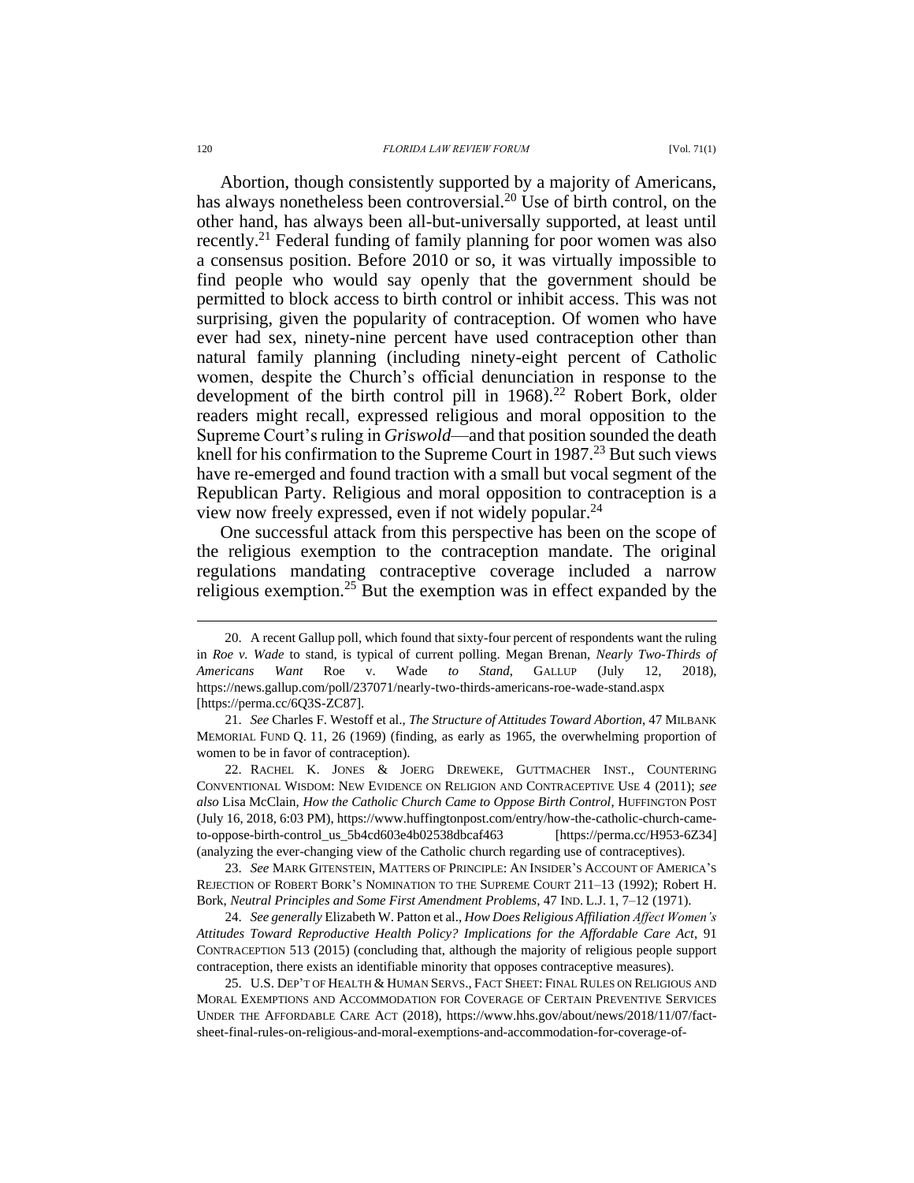Abortion, though consistently supported by a majority of Americans, has always nonetheless been controversial.[20] Use of birth control, on the other hand, has always been all-but-universally supported, at least until recently.[21] Federal funding of family planning for poor women was also a consensus position. Before 2010 or so, it was virtually impossible to find people who would say openly that the government should be permitted to block access to birth control or inhibit access. This was not surprising, given the popularity of contraception. Of women who have ever had sex, ninety-nine percent have used contraception other than natural family planning (including ninety-eight percent of Catholic women, despite the Church's official denunciation in response to the development of the birth control pill in 1968).[22] Robert Bork, older readers might recall, expressed religious and moral opposition to the Supreme Court's ruling in *Griswold*—and that position sounded the death knell for his confirmation to the Supreme Court in 1987.[23] But such views have re-emerged and found traction with a small but vocal segment of the Republican Party. Religious and moral opposition to contraception is a view now freely expressed, even if not widely popular.[24]

One successful attack from this perspective has been on the scope of the religious exemption to the contraception mandate. The original regulations mandating contraceptive coverage included a narrow religious exemption.[25] But the exemption was in effect expanded by the

---

20. A recent Gallup poll, which found that sixty-four percent of respondents want the ruling in *Roe v. Wade* to stand, is typical of current polling. Megan Brenan, *Nearly Two-Thirds of Americans Want* Roe v. Wade *to Stand*, GALLUP (July 12, 2018), https://news.gallup.com/poll/237071/nearly-two-thirds-americans-roe-wade-stand.aspx [https://perma.cc/6Q3S-ZC87].

21. *See* Charles F. Westoff et al., *The Structure of Attitudes Toward Abortion*, 47 MILBANK MEMORIAL FUND Q. 11, 26 (1969) (finding, as early as 1965, the overwhelming proportion of women to be in favor of contraception).

22. RACHEL K. JONES & JOERG DREWEKE, GUTTMACHER INST., COUNTERING CONVENTIONAL WISDOM: NEW EVIDENCE ON RELIGION AND CONTRACEPTIVE USE 4 (2011); *see also* Lisa McClain, *How the Catholic Church Came to Oppose Birth Control*, HUFFINGTON POST (July 16, 2018, 6:03 PM), https://www.huffingtonpost.com/entry/how-the-catholic-church-came-to-oppose-birth-control_us_5b4cd603e4b02538dbcaf463 [https://perma.cc/H953-6Z34] (analyzing the ever-changing view of the Catholic church regarding use of contraceptives).

23. *See* MARK GITENSTEIN, MATTERS OF PRINCIPLE: AN INSIDER'S ACCOUNT OF AMERICA'S REJECTION OF ROBERT BORK'S NOMINATION TO THE SUPREME COURT 211–13 (1992); Robert H. Bork, *Neutral Principles and Some First Amendment Problems*, 47 IND. L.J. 1, 7–12 (1971).

24. *See generally* Elizabeth W. Patton et al., *How Does Religious Affiliation Affect Women's Attitudes Toward Reproductive Health Policy? Implications for the Affordable Care Act*, 91 CONTRACEPTION 513 (2015) (concluding that, although the majority of religious people support contraception, there exists an identifiable minority that opposes contraceptive measures).

25. U.S. DEP'T OF HEALTH & HUMAN SERVS., FACT SHEET: FINAL RULES ON RELIGIOUS AND MORAL EXEMPTIONS AND ACCOMMODATION FOR COVERAGE OF CERTAIN PREVENTIVE SERVICES UNDER THE AFFORDABLE CARE ACT (2018), https://www.hhs.gov/about/news/2018/11/07/fact-sheet-final-rules-on-religious-and-moral-exemptions-and-accommodation-for-coverage-of-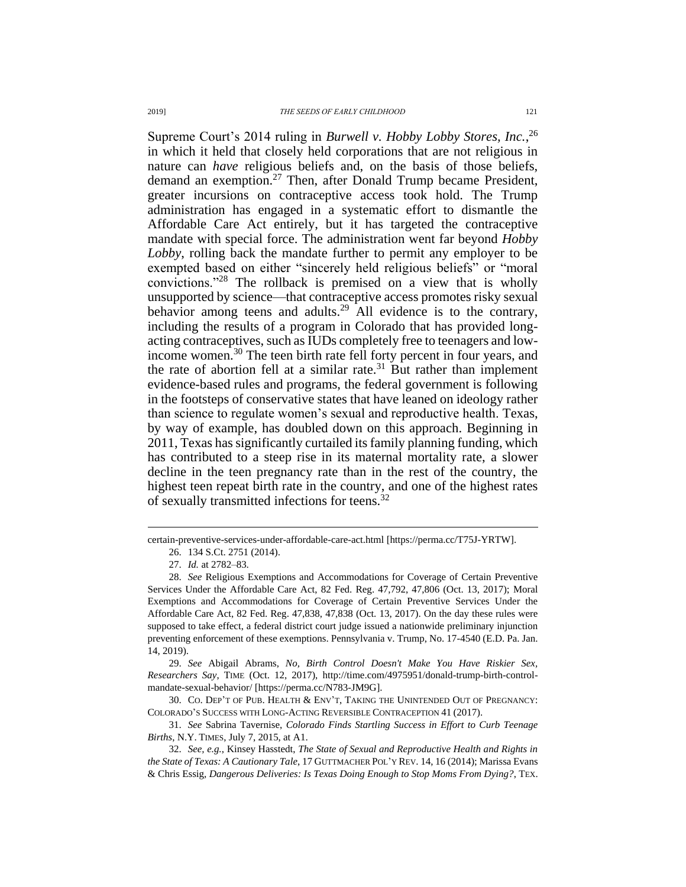Supreme Court's 2014 ruling in *Burwell v. Hobby Lobby Stores, Inc.*,[26] in which it held that closely held corporations that are not religious in nature can *have* religious beliefs and, on the basis of those beliefs, demand an exemption.[27] Then, after Donald Trump became President, greater incursions on contraceptive access took hold. The Trump administration has engaged in a systematic effort to dismantle the Affordable Care Act entirely, but it has targeted the contraceptive mandate with special force. The administration went far beyond *Hobby Lobby*, rolling back the mandate further to permit any employer to be exempted based on either "sincerely held religious beliefs" or "moral convictions."[28] The rollback is premised on a view that is wholly unsupported by science—that contraceptive access promotes risky sexual behavior among teens and adults.[29] All evidence is to the contrary, including the results of a program in Colorado that has provided long-acting contraceptives, such as IUDs completely free to teenagers and low-income women.[30] The teen birth rate fell forty percent in four years, and the rate of abortion fell at a similar rate.[31] But rather than implement evidence-based rules and programs, the federal government is following in the footsteps of conservative states that have leaned on ideology rather than science to regulate women's sexual and reproductive health. Texas, by way of example, has doubled down on this approach. Beginning in 2011, Texas has significantly curtailed its family planning funding, which has contributed to a steep rise in its maternal mortality rate, a slower decline in the teen pregnancy rate than in the rest of the country, the highest teen repeat birth rate in the country, and one of the highest rates of sexually transmitted infections for teens.[32]

---

certain-preventive-services-under-affordable-care-act.html [https://perma.cc/T75J-YRTW].

26. 134 S.Ct. 2751 (2014).

27. *Id.* at 2782–83.

28. *See* Religious Exemptions and Accommodations for Coverage of Certain Preventive Services Under the Affordable Care Act, 82 Fed. Reg. 47,792, 47,806 (Oct. 13, 2017); Moral Exemptions and Accommodations for Coverage of Certain Preventive Services Under the Affordable Care Act, 82 Fed. Reg. 47,838, 47,838 (Oct. 13, 2017). On the day these rules were supposed to take effect, a federal district court judge issued a nationwide preliminary injunction preventing enforcement of these exemptions. Pennsylvania v. Trump, No. 17-4540 (E.D. Pa. Jan. 14, 2019).

29. *See* Abigail Abrams, *No, Birth Control Doesn't Make You Have Riskier Sex, Researchers Say*, TIME (Oct. 12, 2017), http://time.com/4975951/donald-trump-birth-control-mandate-sexual-behavior/ [https://perma.cc/N783-JM9G].

30. CO. DEP'T OF PUB. HEALTH & ENV'T, TAKING THE UNINTENDED OUT OF PREGNANCY: COLORADO'S SUCCESS WITH LONG-ACTING REVERSIBLE CONTRACEPTION 41 (2017).

31. *See* Sabrina Tavernise, *Colorado Finds Startling Success in Effort to Curb Teenage Births*, N.Y. TIMES, July 7, 2015, at A1.

32. *See, e.g.*, Kinsey Hasstedt, *The State of Sexual and Reproductive Health and Rights in the State of Texas: A Cautionary Tale*, 17 GUTTMACHER POL'Y REV. 14, 16 (2014); Marissa Evans & Chris Essig, *Dangerous Deliveries: Is Texas Doing Enough to Stop Moms From Dying?*, TEX.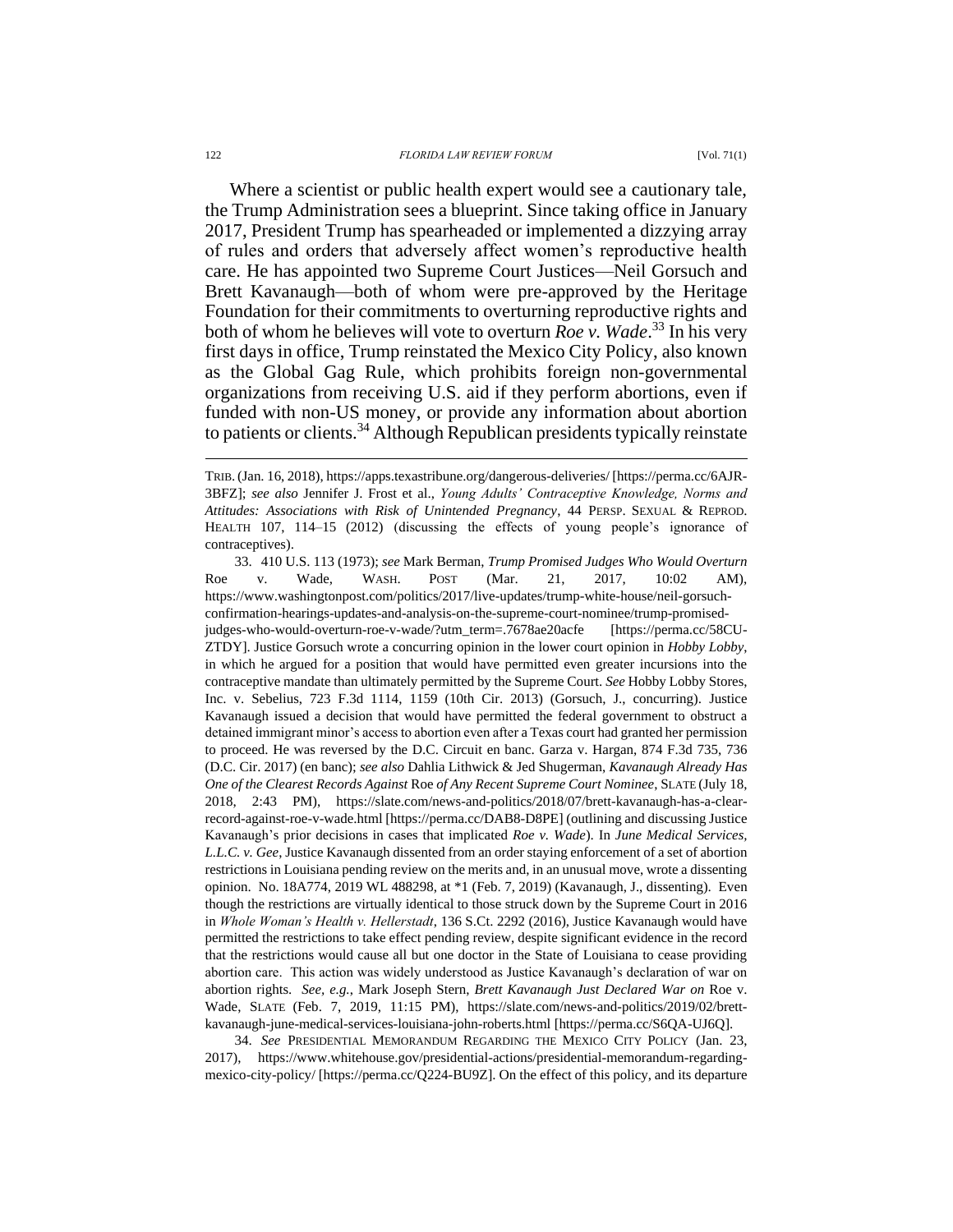Where a scientist or public health expert would see a cautionary tale, the Trump Administration sees a blueprint. Since taking office in January 2017, President Trump has spearheaded or implemented a dizzying array of rules and orders that adversely affect women's reproductive health care. He has appointed two Supreme Court Justices—Neil Gorsuch and Brett Kavanaugh—both of whom were pre-approved by the Heritage Foundation for their commitments to overturning reproductive rights and both of whom he believes will vote to overturn *Roe v. Wade*.[33] In his very first days in office, Trump reinstated the Mexico City Policy, also known as the Global Gag Rule, which prohibits foreign non-governmental organizations from receiving U.S. aid if they perform abortions, even if funded with non-US money, or provide any information about abortion to patients or clients.[34] Although Republican presidents typically reinstate

---

TRIB. (Jan. 16, 2018), https://apps.texastribune.org/dangerous-deliveries/ [https://perma.cc/6AJR-3BFZ]; *see also* Jennifer J. Frost et al., *Young Adults' Contraceptive Knowledge, Norms and Attitudes: Associations with Risk of Unintended Pregnancy*, 44 PERSP. SEXUAL & REPROD. HEALTH 107, 114–15 (2012) (discussing the effects of young people's ignorance of contraceptives).

33. 410 U.S. 113 (1973); *see* Mark Berman, *Trump Promised Judges Who Would Overturn* Roe v. Wade, WASH. POST (Mar. 21, 2017, 10:02 AM), https://www.washingtonpost.com/politics/2017/live-updates/trump-white-house/neil-gorsuch-confirmation-hearings-updates-and-analysis-on-the-supreme-court-nominee/trump-promised-judges-who-would-overturn-roe-v-wade/?utm_term=.7678ae20acfe [https://perma.cc/58CU-ZTDY]. Justice Gorsuch wrote a concurring opinion in the lower court opinion in *Hobby Lobby*, in which he argued for a position that would have permitted even greater incursions into the contraceptive mandate than ultimately permitted by the Supreme Court. *See* Hobby Lobby Stores, Inc. v. Sebelius, 723 F.3d 1114, 1159 (10th Cir. 2013) (Gorsuch, J., concurring). Justice Kavanaugh issued a decision that would have permitted the federal government to obstruct a detained immigrant minor's access to abortion even after a Texas court had granted her permission to proceed. He was reversed by the D.C. Circuit en banc. Garza v. Hargan, 874 F.3d 735, 736 (D.C. Cir. 2017) (en banc); *see also* Dahlia Lithwick & Jed Shugerman, *Kavanaugh Already Has One of the Clearest Records Against* Roe *of Any Recent Supreme Court Nominee*, SLATE (July 18, 2018, 2:43 PM), https://slate.com/news-and-politics/2018/07/brett-kavanaugh-has-a-clear-record-against-roe-v-wade.html [https://perma.cc/DAB8-D8PE] (outlining and discussing Justice Kavanaugh's prior decisions in cases that implicated *Roe v. Wade*). In *June Medical Services, L.L.C. v. Gee*, Justice Kavanaugh dissented from an order staying enforcement of a set of abortion restrictions in Louisiana pending review on the merits and, in an unusual move, wrote a dissenting opinion. No. 18A774, 2019 WL 488298, at *1 (Feb. 7, 2019) (Kavanaugh, J., dissenting). Even though the restrictions are virtually identical to those struck down by the Supreme Court in 2016 in *Whole Woman's Health v. Hellerstadt*, 136 S.Ct. 2292 (2016), Justice Kavanaugh would have permitted the restrictions to take effect pending review, despite significant evidence in the record that the restrictions would cause all but one doctor in the State of Louisiana to cease providing abortion care. This action was widely understood as Justice Kavanaugh's declaration of war on abortion rights. *See, e.g.*, Mark Joseph Stern, *Brett Kavanaugh Just Declared War on* Roe v. Wade, SLATE (Feb. 7, 2019, 11:15 PM), https://slate.com/news-and-politics/2019/02/brett-kavanaugh-june-medical-services-louisiana-john-roberts.html [https://perma.cc/S6QA-UJ6Q].

34. *See* PRESIDENTIAL MEMORANDUM REGARDING THE MEXICO CITY POLICY (Jan. 23, 2017), https://www.whitehouse.gov/presidential-actions/presidential-memorandum-regarding-mexico-city-policy/ [https://perma.cc/Q224-BU9Z]. On the effect of this policy, and its departure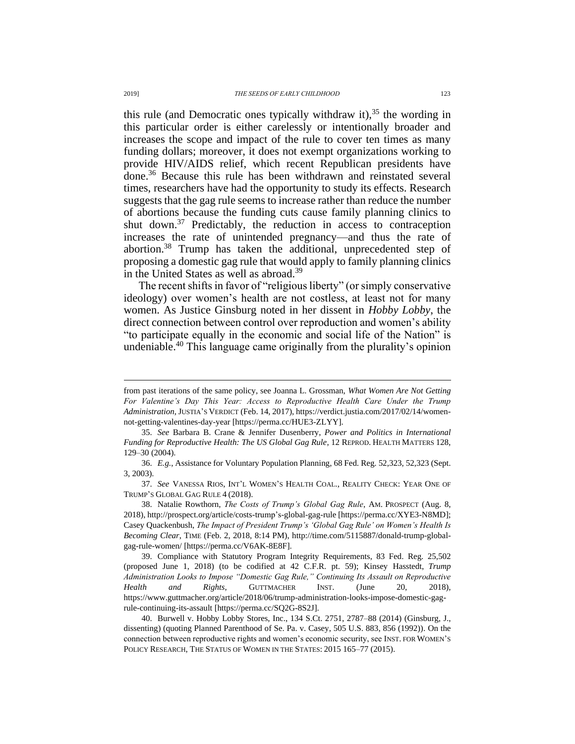this rule (and Democratic ones typically withdraw it),[35] the wording in this particular order is either carelessly or intentionally broader and increases the scope and impact of the rule to cover ten times as many funding dollars; moreover, it does not exempt organizations working to provide HIV/AIDS relief, which recent Republican presidents have done.[36] Because this rule has been withdrawn and reinstated several times, researchers have had the opportunity to study its effects. Research suggests that the gag rule seems to increase rather than reduce the number of abortions because the funding cuts cause family planning clinics to shut down.[37] Predictably, the reduction in access to contraception increases the rate of unintended pregnancy—and thus the rate of abortion.[38] Trump has taken the additional, unprecedented step of proposing a domestic gag rule that would apply to family planning clinics in the United States as well as abroad.[39]

The recent shifts in favor of "religious liberty" (or simply conservative ideology) over women's health are not costless, at least not for many women. As Justice Ginsburg noted in her dissent in *Hobby Lobby*, the direct connection between control over reproduction and women's ability "to participate equally in the economic and social life of the Nation" is undeniable.[40] This language came originally from the plurality's opinion

---

from past iterations of the same policy, see Joanna L. Grossman, *What Women Are Not Getting For Valentine's Day This Year: Access to Reproductive Health Care Under the Trump Administration*, JUSTIA'S VERDICT (Feb. 14, 2017), https://verdict.justia.com/2017/02/14/women-not-getting-valentines-day-year [https://perma.cc/HUE3-ZLYY].

35. *See* Barbara B. Crane & Jennifer Dusenberry, *Power and Politics in International Funding for Reproductive Health: The US Global Gag Rule*, 12 REPROD. HEALTH MATTERS 128, 129–30 (2004).

36. *E.g.*, Assistance for Voluntary Population Planning, 68 Fed. Reg. 52,323, 52,323 (Sept. 3, 2003).

37. *See* VANESSA RIOS, INT'L WOMEN'S HEALTH COAL., REALITY CHECK: YEAR ONE OF TRUMP'S GLOBAL GAG RULE 4 (2018).

38. Natalie Rowthorn, *The Costs of Trump's Global Gag Rule*, AM. PROSPECT (Aug. 8, 2018), http://prospect.org/article/costs-trump's-global-gag-rule [https://perma.cc/XYE3-N8MD]; Casey Quackenbush, *The Impact of President Trump's 'Global Gag Rule' on Women's Health Is Becoming Clear*, TIME (Feb. 2, 2018, 8:14 PM), http://time.com/5115887/donald-trump-global-gag-rule-women/ [https://perma.cc/V6AK-8E8F].

39. Compliance with Statutory Program Integrity Requirements, 83 Fed. Reg. 25,502 (proposed June 1, 2018) (to be codified at 42 C.F.R. pt. 59); Kinsey Hasstedt, *Trump Administration Looks to Impose "Domestic Gag Rule," Continuing Its Assault on Reproductive Health and Rights*, GUTTMACHER INST. (June 20, 2018), https://www.guttmacher.org/article/2018/06/trump-administration-looks-impose-domestic-gag-rule-continuing-its-assault [https://perma.cc/SQ2G-8S2J].

40. Burwell v. Hobby Lobby Stores, Inc., 134 S.Ct. 2751, 2787–88 (2014) (Ginsburg, J., dissenting) (quoting Planned Parenthood of Se. Pa. v. Casey, 505 U.S. 883, 856 (1992)). On the connection between reproductive rights and women's economic security, see INST. FOR WOMEN'S POLICY RESEARCH, THE STATUS OF WOMEN IN THE STATES: 2015 165–77 (2015).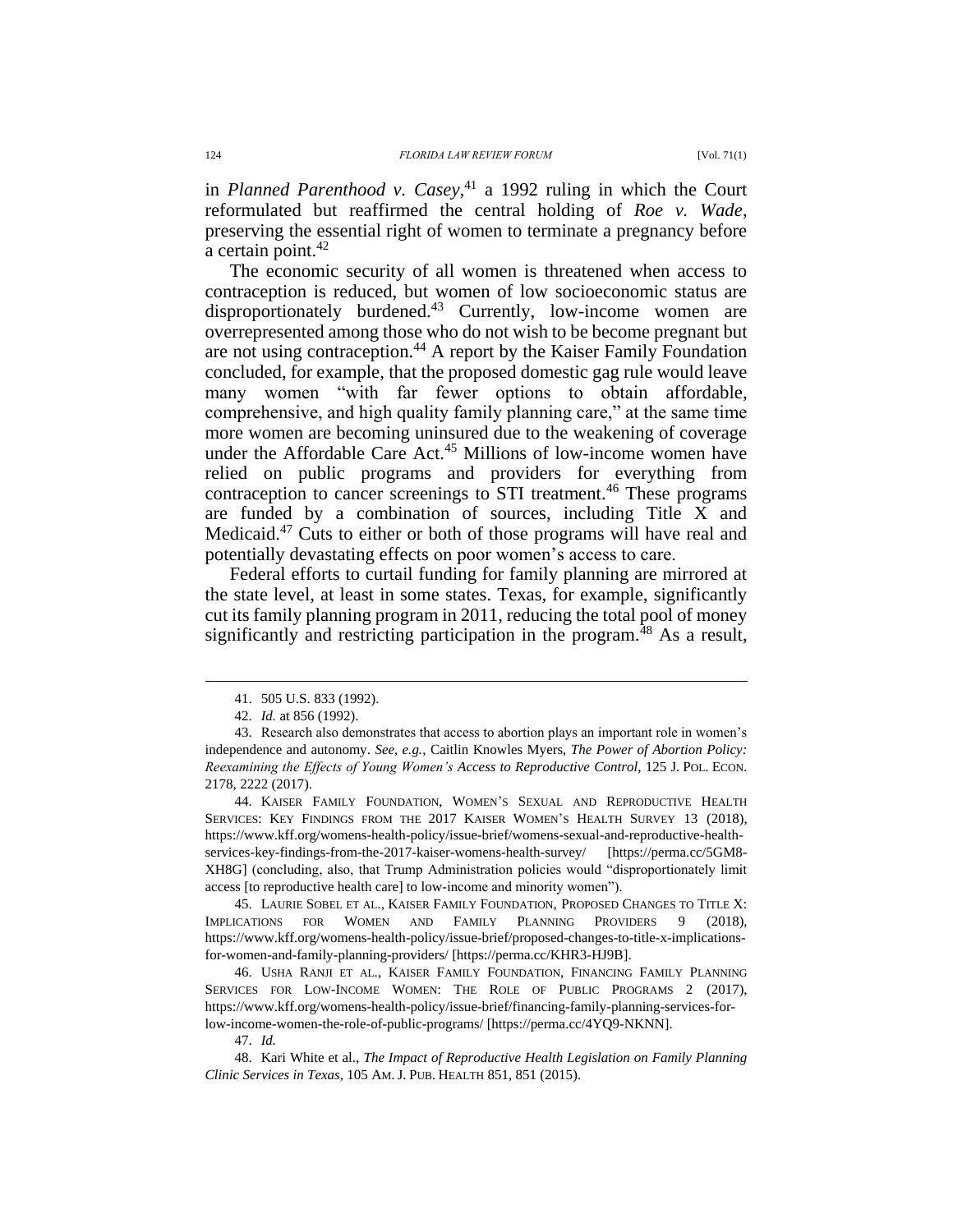in *Planned Parenthood v. Casey*,[41] a 1992 ruling in which the Court reformulated but reaffirmed the central holding of *Roe v. Wade*, preserving the essential right of women to terminate a pregnancy before a certain point.[42]

The economic security of all women is threatened when access to contraception is reduced, but women of low socioeconomic status are disproportionately burdened.[43] Currently, low-income women are overrepresented among those who do not wish to be become pregnant but are not using contraception.[44] A report by the Kaiser Family Foundation concluded, for example, that the proposed domestic gag rule would leave many women "with far fewer options to obtain affordable, comprehensive, and high quality family planning care," at the same time more women are becoming uninsured due to the weakening of coverage under the Affordable Care Act.[45] Millions of low-income women have relied on public programs and providers for everything from contraception to cancer screenings to STI treatment.[46] These programs are funded by a combination of sources, including Title X and Medicaid.[47] Cuts to either or both of those programs will have real and potentially devastating effects on poor women's access to care.

Federal efforts to curtail funding for family planning are mirrored at the state level, at least in some states. Texas, for example, significantly cut its family planning program in 2011, reducing the total pool of money significantly and restricting participation in the program.[48] As a result,

---

41. 505 U.S. 833 (1992).

42. *Id.* at 856 (1992).

43. Research also demonstrates that access to abortion plays an important role in women's independence and autonomy. *See, e.g.*, Caitlin Knowles Myers, *The Power of Abortion Policy: Reexamining the Effects of Young Women's Access to Reproductive Control*, 125 J. POL. ECON. 2178, 2222 (2017).

44. KAISER FAMILY FOUNDATION, WOMEN'S SEXUAL AND REPRODUCTIVE HEALTH SERVICES: KEY FINDINGS FROM THE 2017 KAISER WOMEN'S HEALTH SURVEY 13 (2018), https://www.kff.org/womens-health-policy/issue-brief/womens-sexual-and-reproductive-health-services-key-findings-from-the-2017-kaiser-womens-health-survey/ [https://perma.cc/5GM8-XH8G] (concluding, also, that Trump Administration policies would "disproportionately limit access [to reproductive health care] to low-income and minority women").

45. LAURIE SOBEL ET AL., KAISER FAMILY FOUNDATION, PROPOSED CHANGES TO TITLE X: IMPLICATIONS FOR WOMEN AND FAMILY PLANNING PROVIDERS 9 (2018), https://www.kff.org/womens-health-policy/issue-brief/proposed-changes-to-title-x-implications-for-women-and-family-planning-providers/ [https://perma.cc/KHR3-HJ9B].

46. USHA RANJI ET AL., KAISER FAMILY FOUNDATION, FINANCING FAMILY PLANNING SERVICES FOR LOW-INCOME WOMEN: THE ROLE OF PUBLIC PROGRAMS 2 (2017), https://www.kff.org/womens-health-policy/issue-brief/financing-family-planning-services-for-low-income-women-the-role-of-public-programs/ [https://perma.cc/4YQ9-NKNN].

47. *Id.*

48. Kari White et al., *The Impact of Reproductive Health Legislation on Family Planning Clinic Services in Texas*, 105 AM. J. PUB. HEALTH 851, 851 (2015).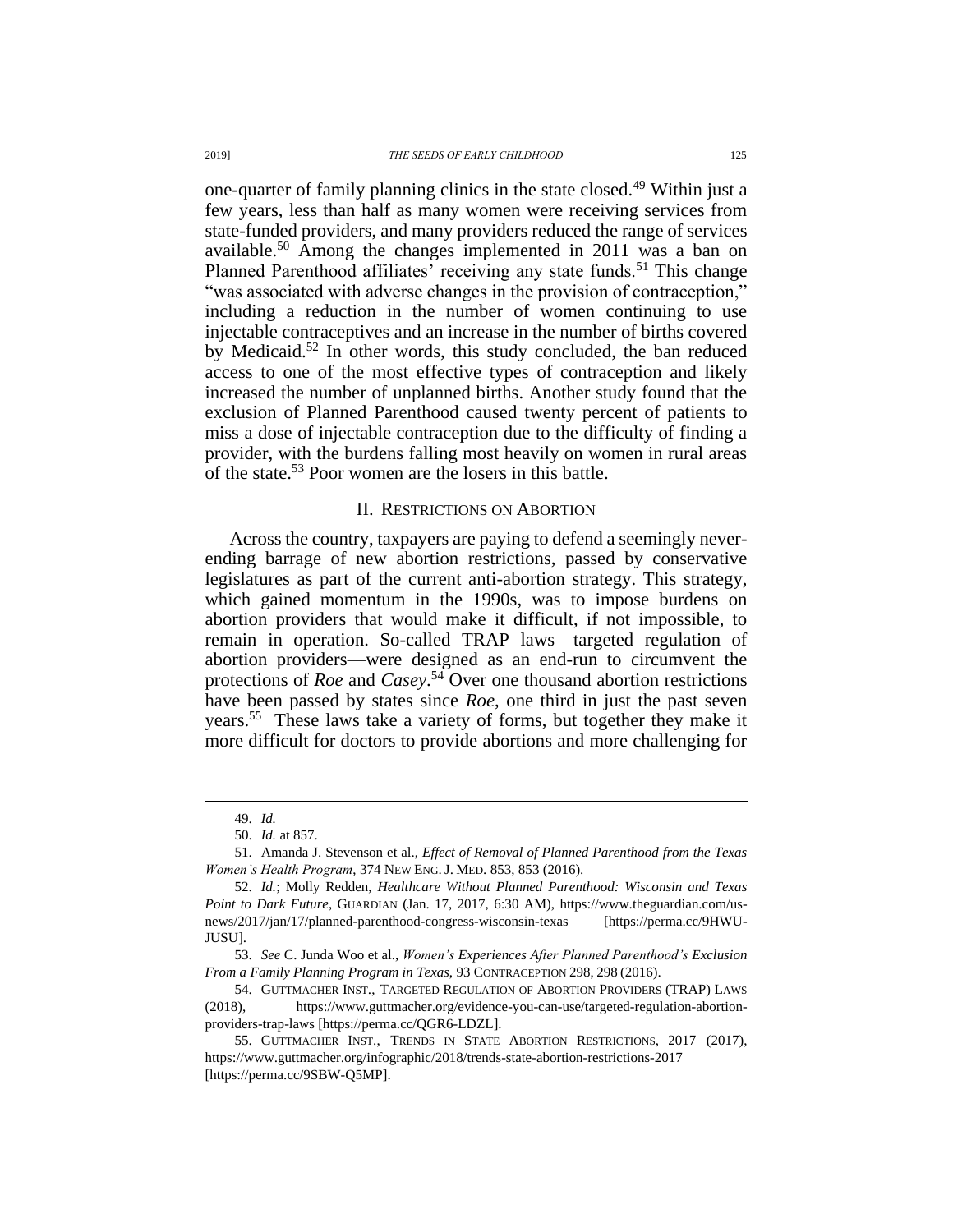one-quarter of family planning clinics in the state closed.[49] Within just a few years, less than half as many women were receiving services from state-funded providers, and many providers reduced the range of services available.[50] Among the changes implemented in 2011 was a ban on Planned Parenthood affiliates' receiving any state funds.[51] This change "was associated with adverse changes in the provision of contraception," including a reduction in the number of women continuing to use injectable contraceptives and an increase in the number of births covered by Medicaid.[52] In other words, this study concluded, the ban reduced access to one of the most effective types of contraception and likely increased the number of unplanned births. Another study found that the exclusion of Planned Parenthood caused twenty percent of patients to miss a dose of injectable contraception due to the difficulty of finding a provider, with the burdens falling most heavily on women in rural areas of the state.[53] Poor women are the losers in this battle.

## II. Restrictions on Abortion

Across the country, taxpayers are paying to defend a seemingly never-ending barrage of new abortion restrictions, passed by conservative legislatures as part of the current anti-abortion strategy. This strategy, which gained momentum in the 1990s, was to impose burdens on abortion providers that would make it difficult, if not impossible, to remain in operation. So-called TRAP laws—targeted regulation of abortion providers—were designed as an end-run to circumvent the protections of *Roe* and *Casey*.[54] Over one thousand abortion restrictions have been passed by states since *Roe*, one third in just the past seven years.[55] These laws take a variety of forms, but together they make it more difficult for doctors to provide abortions and more challenging for

---

49. *Id.*

50. *Id.* at 857.

51. Amanda J. Stevenson et al., *Effect of Removal of Planned Parenthood from the Texas Women's Health Program*, 374 New Eng. J. Med. 853, 853 (2016).

52. *Id.*; Molly Redden, *Healthcare Without Planned Parenthood: Wisconsin and Texas Point to Dark Future*, Guardian (Jan. 17, 2017, 6:30 AM), https://www.theguardian.com/us-news/2017/jan/17/planned-parenthood-congress-wisconsin-texas [https://perma.cc/9HWU-JUSU].

53. *See* C. Junda Woo et al., *Women's Experiences After Planned Parenthood's Exclusion From a Family Planning Program in Texas*, 93 Contraception 298, 298 (2016).

54. Guttmacher Inst., Targeted Regulation of Abortion Providers (TRAP) Laws (2018), https://www.guttmacher.org/evidence-you-can-use/targeted-regulation-abortion-providers-trap-laws [https://perma.cc/QGR6-LDZL].

55. Guttmacher Inst., Trends in State Abortion Restrictions, 2017 (2017), https://www.guttmacher.org/infographic/2018/trends-state-abortion-restrictions-2017 [https://perma.cc/9SBW-Q5MP].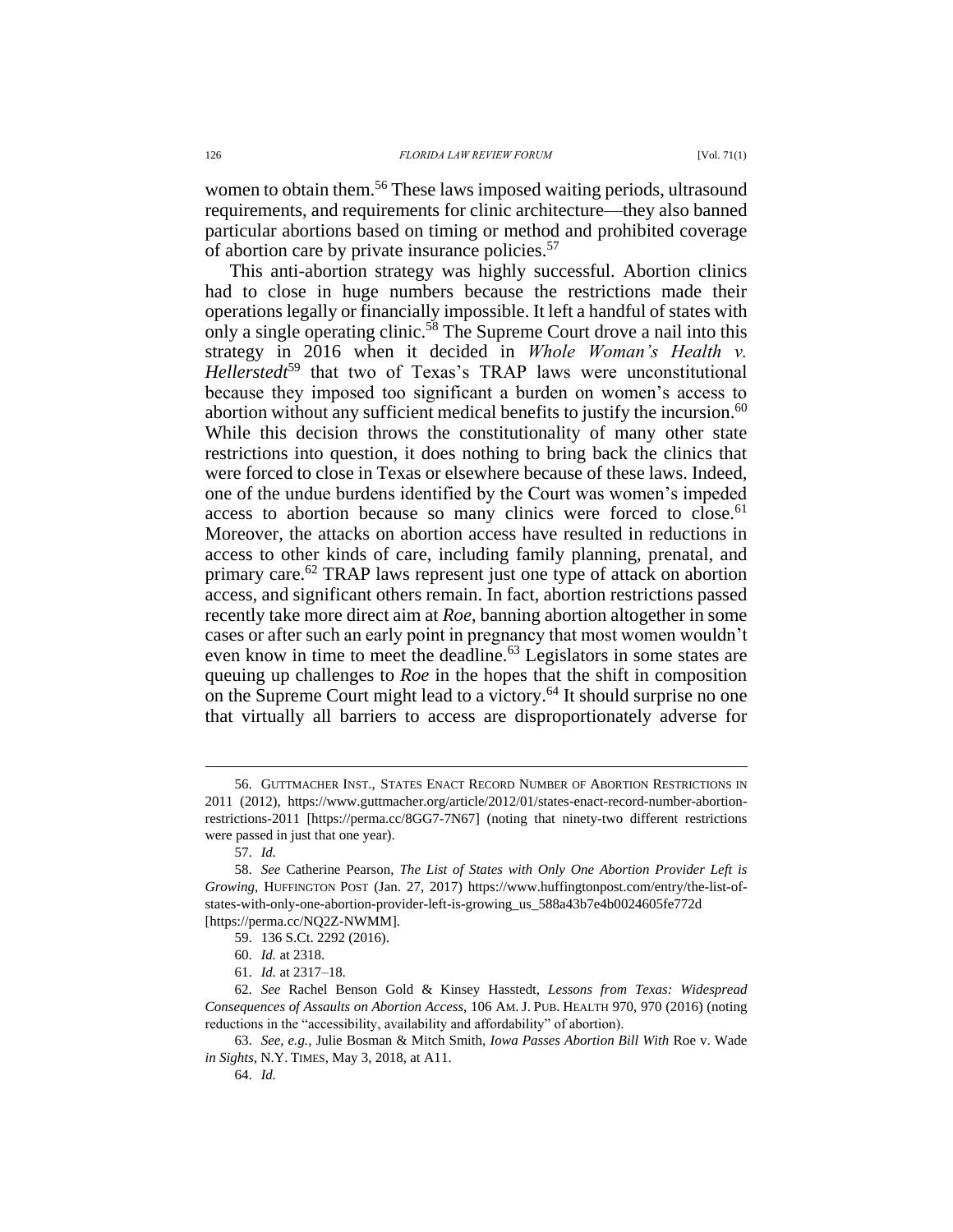women to obtain them.[56] These laws imposed waiting periods, ultrasound requirements, and requirements for clinic architecture—they also banned particular abortions based on timing or method and prohibited coverage of abortion care by private insurance policies.[57]

This anti-abortion strategy was highly successful. Abortion clinics had to close in huge numbers because the restrictions made their operations legally or financially impossible. It left a handful of states with only a single operating clinic.[58] The Supreme Court drove a nail into this strategy in 2016 when it decided in *Whole Woman's Health v. Hellerstedt*[59] that two of Texas's TRAP laws were unconstitutional because they imposed too significant a burden on women's access to abortion without any sufficient medical benefits to justify the incursion.[60] While this decision throws the constitutionality of many other state restrictions into question, it does nothing to bring back the clinics that were forced to close in Texas or elsewhere because of these laws. Indeed, one of the undue burdens identified by the Court was women's impeded access to abortion because so many clinics were forced to close.[61] Moreover, the attacks on abortion access have resulted in reductions in access to other kinds of care, including family planning, prenatal, and primary care.[62] TRAP laws represent just one type of attack on abortion access, and significant others remain. In fact, abortion restrictions passed recently take more direct aim at *Roe*, banning abortion altogether in some cases or after such an early point in pregnancy that most women wouldn't even know in time to meet the deadline.[63] Legislators in some states are queuing up challenges to *Roe* in the hopes that the shift in composition on the Supreme Court might lead to a victory.[64] It should surprise no one that virtually all barriers to access are disproportionately adverse for

---

56. GUTTMACHER INST., STATES ENACT RECORD NUMBER OF ABORTION RESTRICTIONS IN 2011 (2012), https://www.guttmacher.org/article/2012/01/states-enact-record-number-abortion-restrictions-2011 [https://perma.cc/8GG7-7N67] (noting that ninety-two different restrictions were passed in just that one year).

57. *Id.*

58. *See* Catherine Pearson, *The List of States with Only One Abortion Provider Left is Growing*, HUFFINGTON POST (Jan. 27, 2017) https://www.huffingtonpost.com/entry/the-list-of-states-with-only-one-abortion-provider-left-is-growing_us_588a43b7e4b0024605fe772d [https://perma.cc/NQ2Z-NWMM].

59. 136 S.Ct. 2292 (2016).

60. *Id.* at 2318.

61. *Id.* at 2317–18.

62. *See* Rachel Benson Gold & Kinsey Hasstedt, *Lessons from Texas: Widespread Consequences of Assaults on Abortion Access*, 106 AM. J. PUB. HEALTH 970, 970 (2016) (noting reductions in the "accessibility, availability and affordability" of abortion).

63. *See, e.g.*, Julie Bosman & Mitch Smith, *Iowa Passes Abortion Bill With* Roe v. Wade *in Sights*, N.Y. TIMES, May 3, 2018, at A11.

64. *Id.*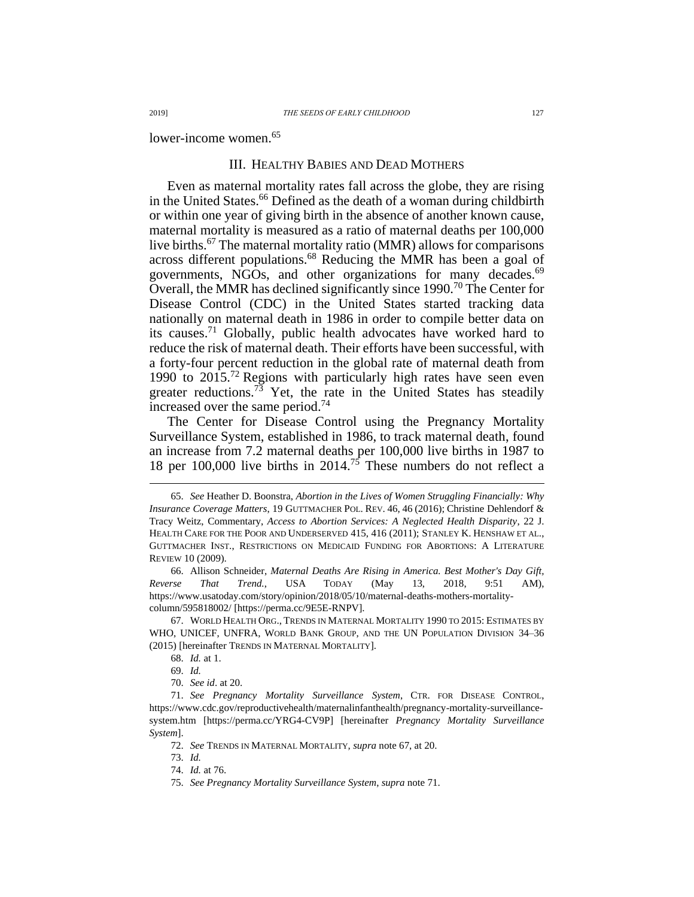lower-income women.[65]

## III. HEALTHY BABIES AND DEAD MOTHERS

Even as maternal mortality rates fall across the globe, they are rising in the United States.[66] Defined as the death of a woman during childbirth or within one year of giving birth in the absence of another known cause, maternal mortality is measured as a ratio of maternal deaths per 100,000 live births.[67] The maternal mortality ratio (MMR) allows for comparisons across different populations.[68] Reducing the MMR has been a goal of governments, NGOs, and other organizations for many decades.[69] Overall, the MMR has declined significantly since 1990.[70] The Center for Disease Control (CDC) in the United States started tracking data nationally on maternal death in 1986 in order to compile better data on its causes.[71] Globally, public health advocates have worked hard to reduce the risk of maternal death. Their efforts have been successful, with a forty-four percent reduction in the global rate of maternal death from 1990 to 2015.[72] Regions with particularly high rates have seen even greater reductions.[73] Yet, the rate in the United States has steadily increased over the same period.[74]

The Center for Disease Control using the Pregnancy Mortality Surveillance System, established in 1986, to track maternal death, found an increase from 7.2 maternal deaths per 100,000 live births in 1987 to 18 per 100,000 live births in 2014.[75] These numbers do not reflect a

---

65. *See* Heather D. Boonstra, *Abortion in the Lives of Women Struggling Financially: Why Insurance Coverage Matters*, 19 GUTTMACHER POL. REV. 46, 46 (2016); Christine Dehlendorf & Tracy Weitz, Commentary, *Access to Abortion Services: A Neglected Health Disparity*, 22 J. HEALTH CARE FOR THE POOR AND UNDERSERVED 415, 416 (2011); STANLEY K. HENSHAW ET AL., GUTTMACHER INST., RESTRICTIONS ON MEDICAID FUNDING FOR ABORTIONS: A LITERATURE REVIEW 10 (2009).

66. Allison Schneider, *Maternal Deaths Are Rising in America. Best Mother's Day Gift, Reverse That Trend.*, USA TODAY (May 13, 2018, 9:51 AM), https://www.usatoday.com/story/opinion/2018/05/10/maternal-deaths-mothers-mortality-column/595818002/ [https://perma.cc/9E5E-RNPV].

67. WORLD HEALTH ORG., TRENDS IN MATERNAL MORTALITY 1990 TO 2015: ESTIMATES BY WHO, UNICEF, UNFRA, WORLD BANK GROUP, AND THE UN POPULATION DIVISION 34–36 (2015) [hereinafter TRENDS IN MATERNAL MORTALITY].

68. *Id.* at 1.

69. *Id.*

70. *See id*. at 20.

71. *See Pregnancy Mortality Surveillance System*, CTR. FOR DISEASE CONTROL, https://www.cdc.gov/reproductivehealth/maternalinfanthealth/pregnancy-mortality-surveillance-system.htm [https://perma.cc/YRG4-CV9P] [hereinafter *Pregnancy Mortality Surveillance System*].

72. *See* TRENDS IN MATERNAL MORTALITY, *supra* note 67, at 20.

73. *Id.*

74. *Id.* at 76.

75. *See Pregnancy Mortality Surveillance System*, *supra* note 71.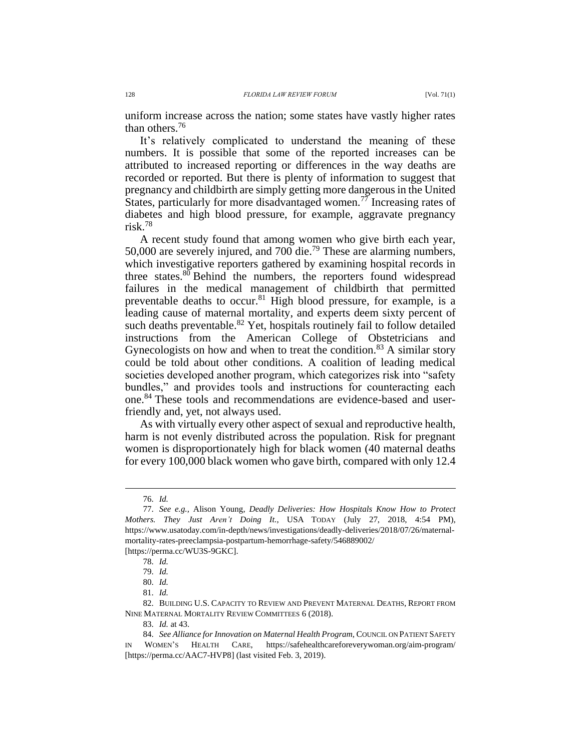uniform increase across the nation; some states have vastly higher rates than others.[76]

It's relatively complicated to understand the meaning of these numbers. It is possible that some of the reported increases can be attributed to increased reporting or differences in the way deaths are recorded or reported. But there is plenty of information to suggest that pregnancy and childbirth are simply getting more dangerous in the United States, particularly for more disadvantaged women.[77] Increasing rates of diabetes and high blood pressure, for example, aggravate pregnancy risk.[78]

A recent study found that among women who give birth each year, 50,000 are severely injured, and 700 die.[79] These are alarming numbers, which investigative reporters gathered by examining hospital records in three states.[80] Behind the numbers, the reporters found widespread failures in the medical management of childbirth that permitted preventable deaths to occur.[81] High blood pressure, for example, is a leading cause of maternal mortality, and experts deem sixty percent of such deaths preventable.[82] Yet, hospitals routinely fail to follow detailed instructions from the American College of Obstetricians and Gynecologists on how and when to treat the condition.[83] A similar story could be told about other conditions. A coalition of leading medical societies developed another program, which categorizes risk into "safety bundles," and provides tools and instructions for counteracting each one.[84] These tools and recommendations are evidence-based and user-friendly and, yet, not always used.

As with virtually every other aspect of sexual and reproductive health, harm is not evenly distributed across the population. Risk for pregnant women is disproportionately high for black women (40 maternal deaths for every 100,000 black women who gave birth, compared with only 12.4

---

76. *Id.*

77. *See e.g.*, Alison Young, *Deadly Deliveries: How Hospitals Know How to Protect Mothers. They Just Aren't Doing It.*, USA TODAY (July 27, 2018, 4:54 PM), https://www.usatoday.com/in-depth/news/investigations/deadly-deliveries/2018/07/26/maternal-mortality-rates-preeclampsia-postpartum-hemorrhage-safety/546889002/ [https://perma.cc/WU3S-9GKC].

78. *Id.*

79. *Id.*

80. *Id.*

81. *Id.*

82. BUILDING U.S. CAPACITY TO REVIEW AND PREVENT MATERNAL DEATHS, REPORT FROM NINE MATERNAL MORTALITY REVIEW COMMITTEES 6 (2018).

83. *Id.* at 43.

84. *See Alliance for Innovation on Maternal Health Program*, COUNCIL ON PATIENT SAFETY IN WOMEN'S HEALTH CARE, https://safehealthcareforeverywoman.org/aim-program/ [https://perma.cc/AAC7-HVP8] (last visited Feb. 3, 2019).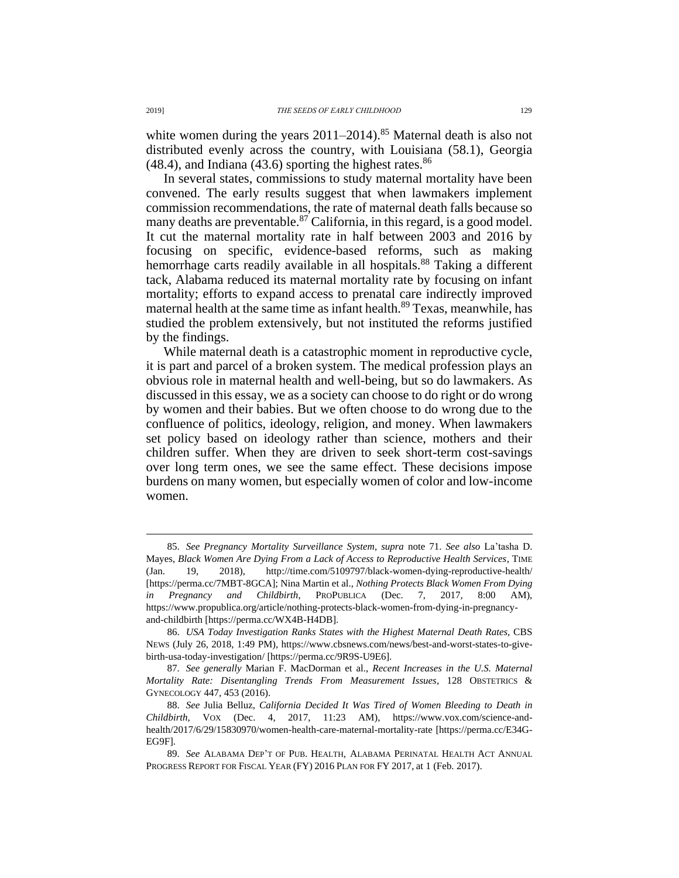white women during the years 2011–2014).[85] Maternal death is also not distributed evenly across the country, with Louisiana (58.1), Georgia (48.4), and Indiana (43.6) sporting the highest rates.[86]

In several states, commissions to study maternal mortality have been convened. The early results suggest that when lawmakers implement commission recommendations, the rate of maternal death falls because so many deaths are preventable.[87] California, in this regard, is a good model. It cut the maternal mortality rate in half between 2003 and 2016 by focusing on specific, evidence-based reforms, such as making hemorrhage carts readily available in all hospitals.[88] Taking a different tack, Alabama reduced its maternal mortality rate by focusing on infant mortality; efforts to expand access to prenatal care indirectly improved maternal health at the same time as infant health.[89] Texas, meanwhile, has studied the problem extensively, but not instituted the reforms justified by the findings.

While maternal death is a catastrophic moment in reproductive cycle, it is part and parcel of a broken system. The medical profession plays an obvious role in maternal health and well-being, but so do lawmakers. As discussed in this essay, we as a society can choose to do right or do wrong by women and their babies. But we often choose to do wrong due to the confluence of politics, ideology, religion, and money. When lawmakers set policy based on ideology rather than science, mothers and their children suffer. When they are driven to seek short-term cost-savings over long term ones, we see the same effect. These decisions impose burdens on many women, but especially women of color and low-income women.

---

85. *See Pregnancy Mortality Surveillance System*, *supra* note 71. *See also* La'tasha D. Mayes, *Black Women Are Dying From a Lack of Access to Reproductive Health Services*, TIME (Jan. 19, 2018), http://time.com/5109797/black-women-dying-reproductive-health/ [https://perma.cc/7MBT-8GCA]; Nina Martin et al., *Nothing Protects Black Women From Dying in Pregnancy and Childbirth*, PROPUBLICA (Dec. 7, 2017, 8:00 AM), https://www.propublica.org/article/nothing-protects-black-women-from-dying-in-pregnancy-and-childbirth [https://perma.cc/WX4B-H4DB].

86. *USA Today Investigation Ranks States with the Highest Maternal Death Rates*, CBS NEWS (July 26, 2018, 1:49 PM), https://www.cbsnews.com/news/best-and-worst-states-to-give-birth-usa-today-investigation/ [https://perma.cc/9R9S-U9E6].

87. *See generally* Marian F. MacDorman et al., *Recent Increases in the U.S. Maternal Mortality Rate: Disentangling Trends From Measurement Issues*, 128 OBSTETRICS & GYNECOLOGY 447, 453 (2016).

88. *See* Julia Belluz, *California Decided It Was Tired of Women Bleeding to Death in Childbirth*, VOX (Dec. 4, 2017, 11:23 AM), https://www.vox.com/science-and-health/2017/6/29/15830970/women-health-care-maternal-mortality-rate [https://perma.cc/E34G-EG9F].

89. *See* ALABAMA DEP'T OF PUB. HEALTH, ALABAMA PERINATAL HEALTH ACT ANNUAL PROGRESS REPORT FOR FISCAL YEAR (FY) 2016 PLAN FOR FY 2017, at 1 (Feb. 2017).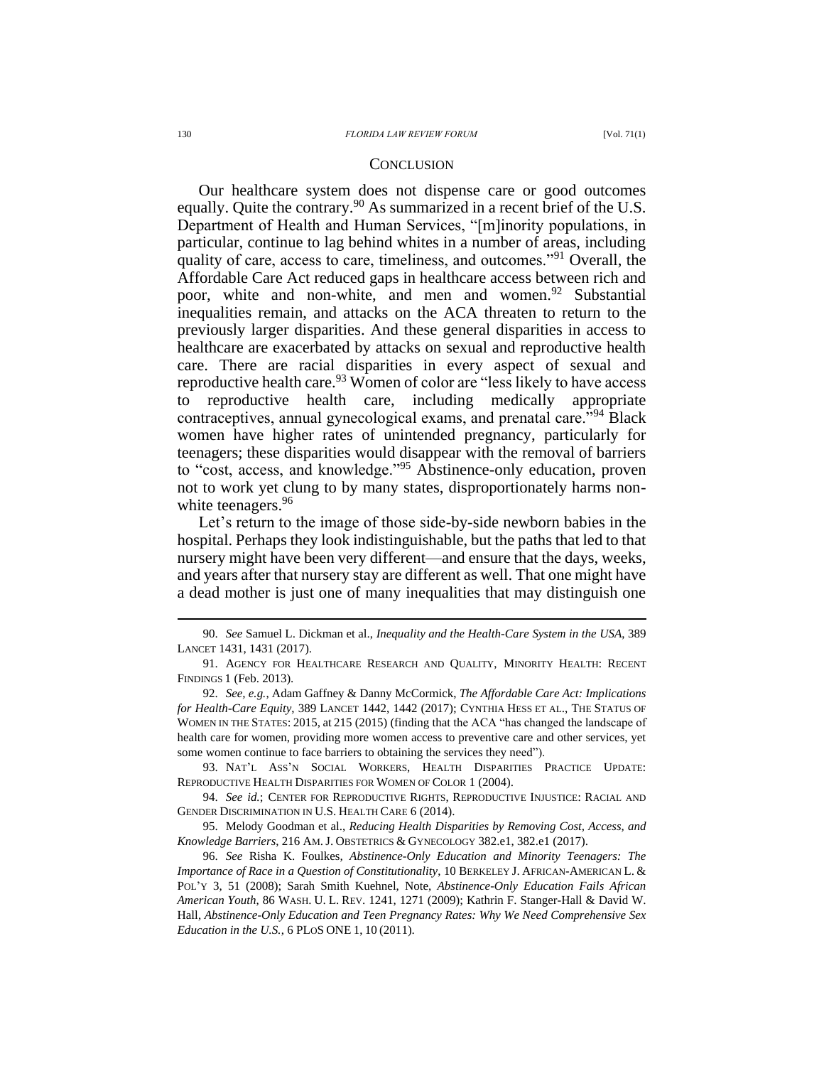## CONCLUSION

Our healthcare system does not dispense care or good outcomes equally. Quite the contrary.[90] As summarized in a recent brief of the U.S. Department of Health and Human Services, "[m]inority populations, in particular, continue to lag behind whites in a number of areas, including quality of care, access to care, timeliness, and outcomes."[91] Overall, the Affordable Care Act reduced gaps in healthcare access between rich and poor, white and non-white, and men and women.[92] Substantial inequalities remain, and attacks on the ACA threaten to return to the previously larger disparities. And these general disparities in access to healthcare are exacerbated by attacks on sexual and reproductive health care. There are racial disparities in every aspect of sexual and reproductive health care.[93] Women of color are "less likely to have access to reproductive health care, including medically appropriate contraceptives, annual gynecological exams, and prenatal care."[94] Black women have higher rates of unintended pregnancy, particularly for teenagers; these disparities would disappear with the removal of barriers to "cost, access, and knowledge."[95] Abstinence-only education, proven not to work yet clung to by many states, disproportionately harms non-white teenagers.[96]

Let's return to the image of those side-by-side newborn babies in the hospital. Perhaps they look indistinguishable, but the paths that led to that nursery might have been very different—and ensure that the days, weeks, and years after that nursery stay are different as well. That one might have a dead mother is just one of many inequalities that may distinguish one

---

90. *See* Samuel L. Dickman et al., *Inequality and the Health-Care System in the USA*, 389 LANCET 1431, 1431 (2017).

91. AGENCY FOR HEALTHCARE RESEARCH AND QUALITY, MINORITY HEALTH: RECENT FINDINGS 1 (Feb. 2013).

92. *See, e.g.*, Adam Gaffney & Danny McCormick, *The Affordable Care Act: Implications for Health-Care Equity*, 389 LANCET 1442, 1442 (2017); CYNTHIA HESS ET AL., THE STATUS OF WOMEN IN THE STATES: 2015, at 215 (2015) (finding that the ACA "has changed the landscape of health care for women, providing more women access to preventive care and other services, yet some women continue to face barriers to obtaining the services they need").

93. NAT'L ASS'N SOCIAL WORKERS, HEALTH DISPARITIES PRACTICE UPDATE: REPRODUCTIVE HEALTH DISPARITIES FOR WOMEN OF COLOR 1 (2004).

94. *See id.*; CENTER FOR REPRODUCTIVE RIGHTS, REPRODUCTIVE INJUSTICE: RACIAL AND GENDER DISCRIMINATION IN U.S. HEALTH CARE 6 (2014).

95. Melody Goodman et al., *Reducing Health Disparities by Removing Cost, Access, and Knowledge Barriers*, 216 AM. J. OBSTETRICS & GYNECOLOGY 382.e1, 382.e1 (2017).

96. *See* Risha K. Foulkes, *Abstinence-Only Education and Minority Teenagers: The Importance of Race in a Question of Constitutionality*, 10 BERKELEY J. AFRICAN-AMERICAN L. & POL'Y 3, 51 (2008); Sarah Smith Kuehnel, Note, *Abstinence-Only Education Fails African American Youth*, 86 WASH. U. L. REV. 1241, 1271 (2009); Kathrin F. Stanger-Hall & David W. Hall, *Abstinence-Only Education and Teen Pregnancy Rates: Why We Need Comprehensive Sex Education in the U.S.*, 6 PLoS ONE 1, 10 (2011).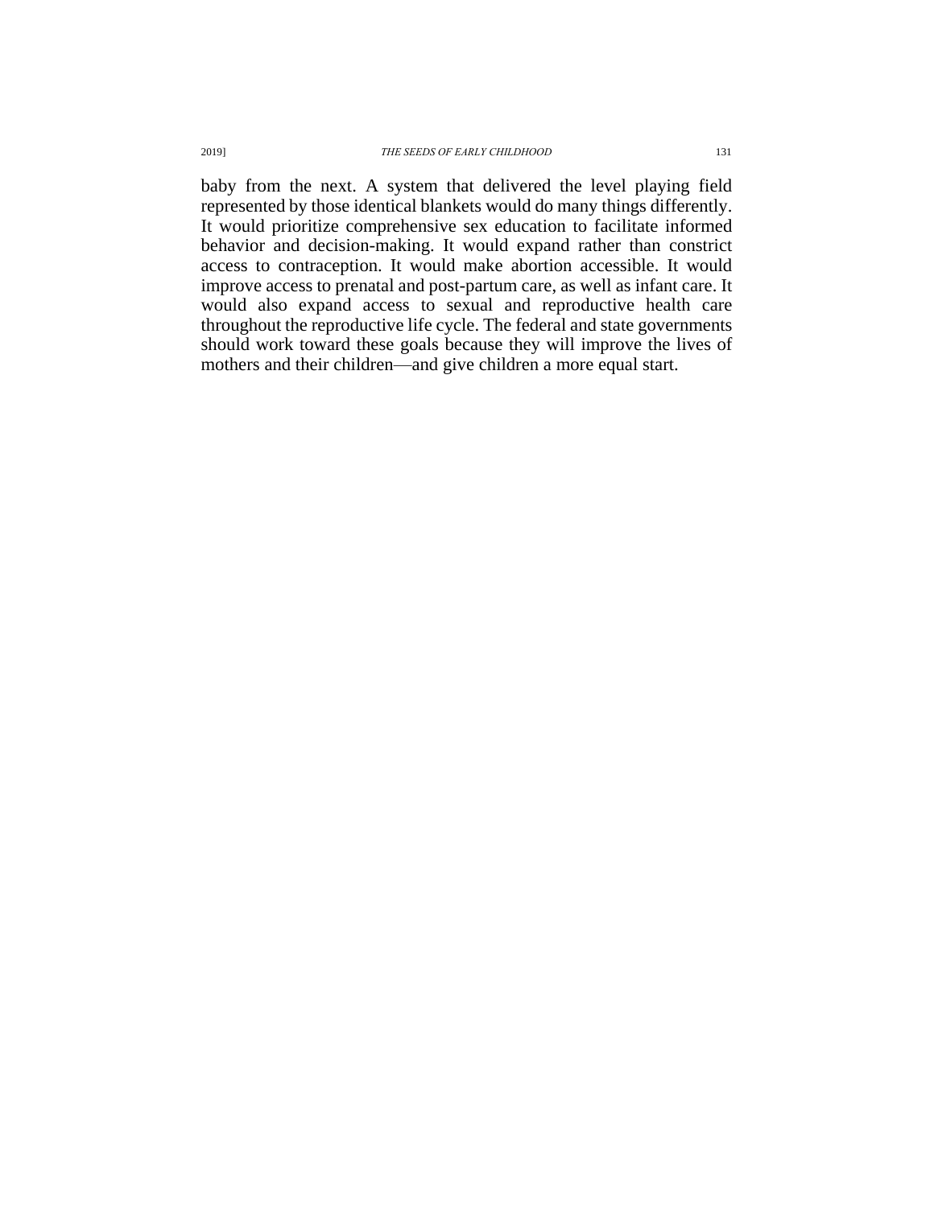baby from the next. A system that delivered the level playing field represented by those identical blankets would do many things differently. It would prioritize comprehensive sex education to facilitate informed behavior and decision-making. It would expand rather than constrict access to contraception. It would make abortion accessible. It would improve access to prenatal and post-partum care, as well as infant care. It would also expand access to sexual and reproductive health care throughout the reproductive life cycle. The federal and state governments should work toward these goals because they will improve the lives of mothers and their children—and give children a more equal start.